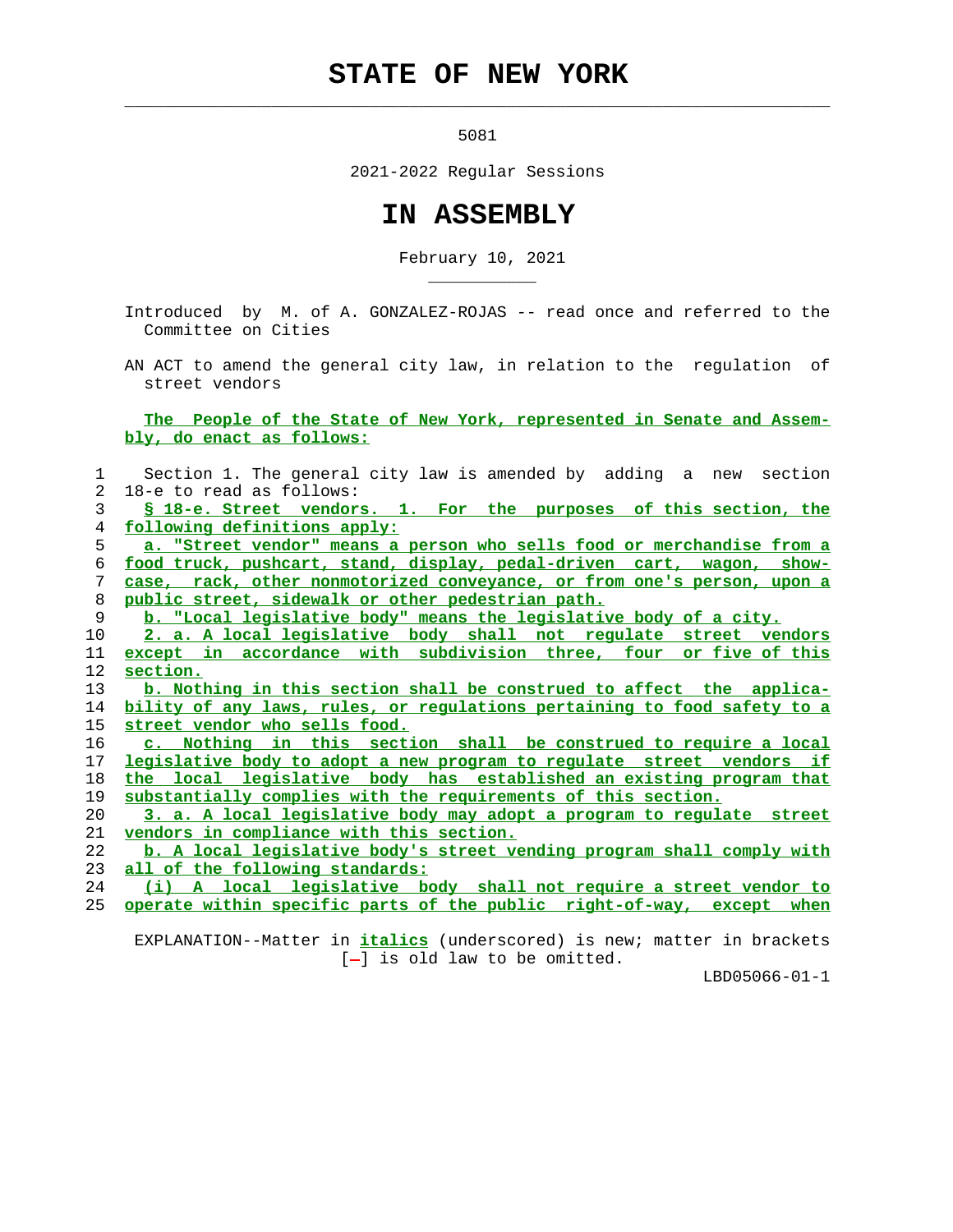# STATE OF NEW YORK

5081

2021-2022 Regular Sessions

# IN ASSEMBLY

February 10, 2021

Introduced by M. of A. GONZALEZ-ROJAS -- read once and referred to the Committee on Cities

AN ACT to amend the general city law, in relation to the regulation of street vendors

The People of the State of New York, represented in Senate and Assembly, do enact as follows:

1 Section 1. The general city law is amended by adding a new section
2 18-e to read as follows:
3 *§ 18-e. Street vendors. 1. For the purposes of this section, the*
4 *following definitions apply:*
5 *a. "Street vendor" means a person who sells food or merchandise from a*
6 *food truck, pushcart, stand, display, pedal-driven cart, wagon, show-*
7 *case, rack, other nonmotorized conveyance, or from one's person, upon a*
8 *public street, sidewalk or other pedestrian path.*
9 *b. "Local legislative body" means the legislative body of a city.*
10 *2. a. A local legislative body shall not regulate street vendors*
11 *except in accordance with subdivision three, four or five of this*
12 *section.*
13 *b. Nothing in this section shall be construed to affect the applica-*
14 *bility of any laws, rules, or regulations pertaining to food safety to a*
15 *street vendor who sells food.*
16 *c. Nothing in this section shall be construed to require a local*
17 *legislative body to adopt a new program to regulate street vendors if*
18 *the local legislative body has established an existing program that*
19 *substantially complies with the requirements of this section.*
20 *3. a. A local legislative body may adopt a program to regulate street*
21 *vendors in compliance with this section.*
22 *b. A local legislative body's street vending program shall comply with*
23 *all of the following standards:*
24 *(i) A local legislative body shall not require a street vendor to*
25 *operate within specific parts of the public right-of-way, except when*

EXPLANATION--Matter in *italics* (underscored) is new; matter in brackets [-] is old law to be omitted.

LBD05066-01-1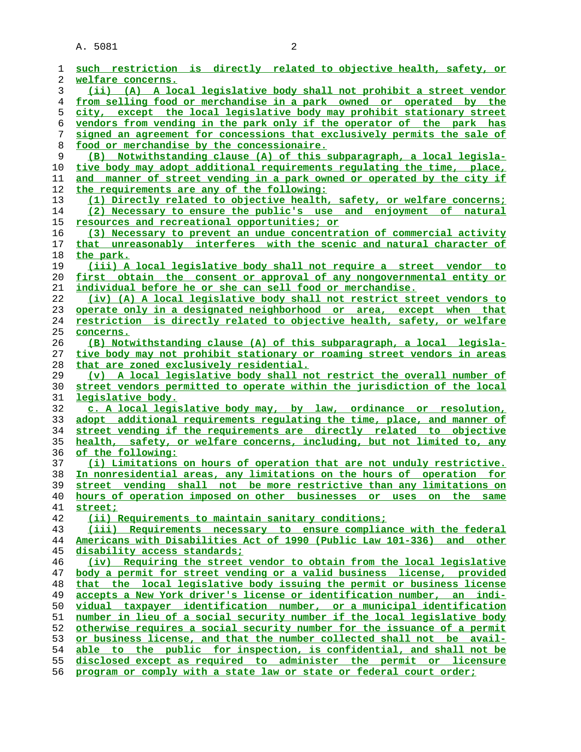such restriction is directly related to objective health, safety, or welfare concerns.

(ii) (A) A local legislative body shall not prohibit a street vendor from selling food or merchandise in a park owned or operated by the city, except the local legislative body may prohibit stationary street vendors from vending in the park only if the operator of the park has signed an agreement for concessions that exclusively permits the sale of food or merchandise by the concessionaire.

(B) Notwithstanding clause (A) of this subparagraph, a local legislative body may adopt additional requirements regulating the time, place, and manner of street vending in a park owned or operated by the city if the requirements are any of the following:

(1) Directly related to objective health, safety, or welfare concerns;

(2) Necessary to ensure the public's use and enjoyment of natural resources and recreational opportunities; or

(3) Necessary to prevent an undue concentration of commercial activity that unreasonably interferes with the scenic and natural character of the park.

(iii) A local legislative body shall not require a street vendor to first obtain the consent or approval of any nongovernmental entity or individual before he or she can sell food or merchandise.

(iv) (A) A local legislative body shall not restrict street vendors to operate only in a designated neighborhood or area, except when that restriction is directly related to objective health, safety, or welfare concerns.

(B) Notwithstanding clause (A) of this subparagraph, a local legislative body may not prohibit stationary or roaming street vendors in areas that are zoned exclusively residential.

(v) A local legislative body shall not restrict the overall number of street vendors permitted to operate within the jurisdiction of the local legislative body.

c. A local legislative body may, by law, ordinance or resolution, adopt additional requirements regulating the time, place, and manner of street vending if the requirements are directly related to objective health, safety, or welfare concerns, including, but not limited to, any of the following:

(i) Limitations on hours of operation that are not unduly restrictive. In nonresidential areas, any limitations on the hours of operation for street vending shall not be more restrictive than any limitations on hours of operation imposed on other businesses or uses on the same street;

(ii) Requirements to maintain sanitary conditions;

(iii) Requirements necessary to ensure compliance with the federal Americans with Disabilities Act of 1990 (Public Law 101-336) and other disability access standards;

(iv) Requiring the street vendor to obtain from the local legislative body a permit for street vending or a valid business license, provided that the local legislative body issuing the permit or business license accepts a New York driver's license or identification number, an individual taxpayer identification number, or a municipal identification number in lieu of a social security number if the local legislative body otherwise requires a social security number for the issuance of a permit or business license, and that the number collected shall not be available to the public for inspection, is confidential, and shall not be disclosed except as required to administer the permit or licensure program or comply with a state law or state or federal court order;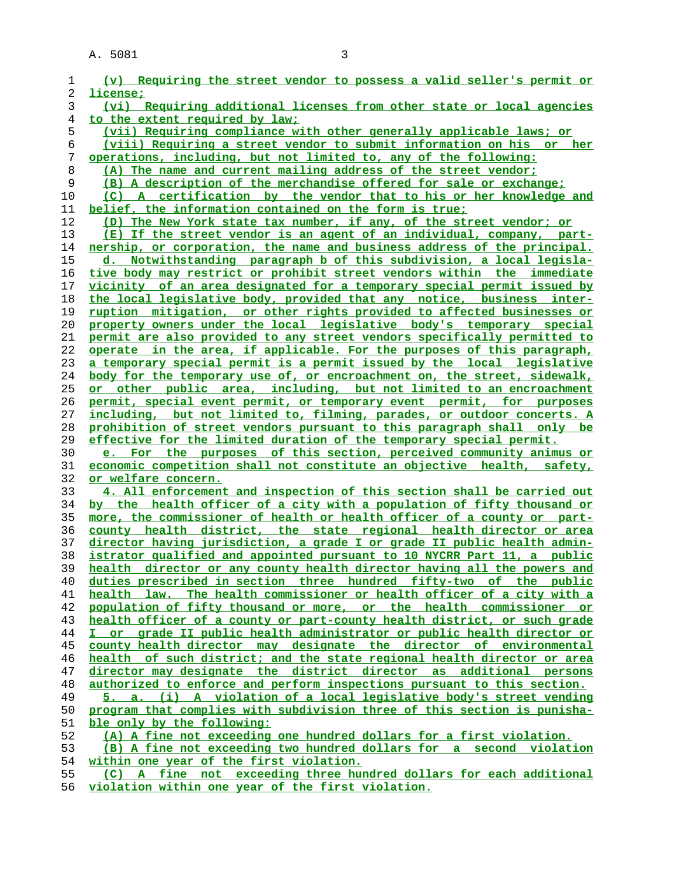(v) Requiring the street vendor to possess a valid seller's permit or license;

(vi) Requiring additional licenses from other state or local agencies to the extent required by law;

(vii) Requiring compliance with other generally applicable laws; or

(viii) Requiring a street vendor to submit information on his or her operations, including, but not limited to, any of the following:

(A) The name and current mailing address of the street vendor;

(B) A description of the merchandise offered for sale or exchange;

(C) A certification by the vendor that to his or her knowledge and belief, the information contained on the form is true;

(D) The New York state tax number, if any, of the street vendor; or

(E) If the street vendor is an agent of an individual, company, partnership, or corporation, the name and business address of the principal.

d. Notwithstanding paragraph b of this subdivision, a local legislative body may restrict or prohibit street vendors within the immediate vicinity of an area designated for a temporary special permit issued by the local legislative body, provided that any notice, business interruption mitigation, or other rights provided to affected businesses or property owners under the local legislative body's temporary special permit are also provided to any street vendors specifically permitted to operate in the area, if applicable. For the purposes of this paragraph, a temporary special permit is a permit issued by the local legislative body for the temporary use of, or encroachment on, the street, sidewalk, or other public area, including, but not limited to an encroachment permit, special event permit, or temporary event permit, for purposes including, but not limited to, filming, parades, or outdoor concerts. A prohibition of street vendors pursuant to this paragraph shall only be effective for the limited duration of the temporary special permit.

e. For the purposes of this section, perceived community animus or economic competition shall not constitute an objective health, safety, or welfare concern.

4. All enforcement and inspection of this section shall be carried out by the health officer of a city with a population of fifty thousand or more, the commissioner of health or health officer of a county or part-county health district, the state regional health director or area director having jurisdiction, a grade I or grade II public health administrator qualified and appointed pursuant to 10 NYCRR Part 11, a public health director or any county health director having all the powers and duties prescribed in section three hundred fifty-two of the public health law. The health commissioner or health officer of a city with a population of fifty thousand or more, or the health commissioner or health officer of a county or part-county health district, or such grade I or grade II public health administrator or public health director or county health director may designate the director of environmental health of such district; and the state regional health director or area director may designate the district director as additional persons authorized to enforce and perform inspections pursuant to this section.

5. a. (i) A violation of a local legislative body's street vending program that complies with subdivision three of this section is punishable only by the following:

(A) A fine not exceeding one hundred dollars for a first violation.

(B) A fine not exceeding two hundred dollars for a second violation within one year of the first violation.

(C) A fine not exceeding three hundred dollars for each additional violation within one year of the first violation.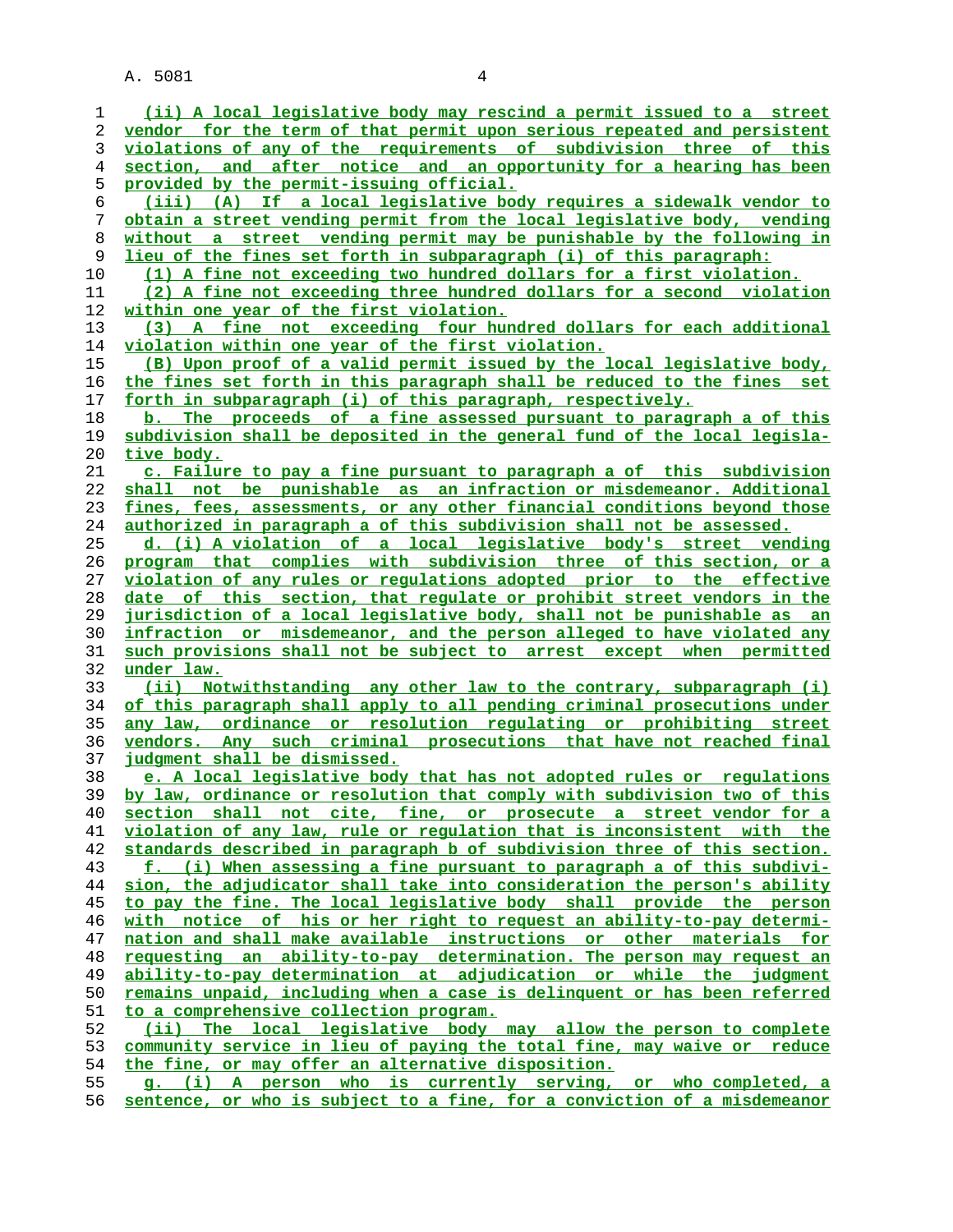(ii) A local legislative body may rescind a permit issued to a street vendor for the term of that permit upon serious repeated and persistent violations of any of the requirements of subdivision three of this section, and after notice and an opportunity for a hearing has been provided by the permit-issuing official.

(iii) (A) If a local legislative body requires a sidewalk vendor to obtain a street vending permit from the local legislative body, vending without a street vending permit may be punishable by the following in lieu of the fines set forth in subparagraph (i) of this paragraph:

(1) A fine not exceeding two hundred dollars for a first violation.

(2) A fine not exceeding three hundred dollars for a second violation within one year of the first violation.

(3) A fine not exceeding four hundred dollars for each additional violation within one year of the first violation.

(B) Upon proof of a valid permit issued by the local legislative body, the fines set forth in this paragraph shall be reduced to the fines set forth in subparagraph (i) of this paragraph, respectively.

b. The proceeds of a fine assessed pursuant to paragraph a of this subdivision shall be deposited in the general fund of the local legislative body.

c. Failure to pay a fine pursuant to paragraph a of this subdivision shall not be punishable as an infraction or misdemeanor. Additional fines, fees, assessments, or any other financial conditions beyond those authorized in paragraph a of this subdivision shall not be assessed.

d. (i) A violation of a local legislative body's street vending program that complies with subdivision three of this section, or a violation of any rules or regulations adopted prior to the effective date of this section, that regulate or prohibit street vendors in the jurisdiction of a local legislative body, shall not be punishable as an infraction or misdemeanor, and the person alleged to have violated any such provisions shall not be subject to arrest except when permitted under law.

(ii) Notwithstanding any other law to the contrary, subparagraph (i) of this paragraph shall apply to all pending criminal prosecutions under any law, ordinance or resolution regulating or prohibiting street vendors. Any such criminal prosecutions that have not reached final judgment shall be dismissed.

e. A local legislative body that has not adopted rules or regulations by law, ordinance or resolution that comply with subdivision two of this section shall not cite, fine, or prosecute a street vendor for a violation of any law, rule or regulation that is inconsistent with the standards described in paragraph b of subdivision three of this section.

f. (i) When assessing a fine pursuant to paragraph a of this subdivision, the adjudicator shall take into consideration the person's ability to pay the fine. The local legislative body shall provide the person with notice of his or her right to request an ability-to-pay determination and shall make available instructions or other materials for requesting an ability-to-pay determination. The person may request an ability-to-pay determination at adjudication or while the judgment remains unpaid, including when a case is delinquent or has been referred to a comprehensive collection program.

(ii) The local legislative body may allow the person to complete community service in lieu of paying the total fine, may waive or reduce the fine, or may offer an alternative disposition.

g. (i) A person who is currently serving, or who completed, a sentence, or who is subject to a fine, for a conviction of a misdemeanor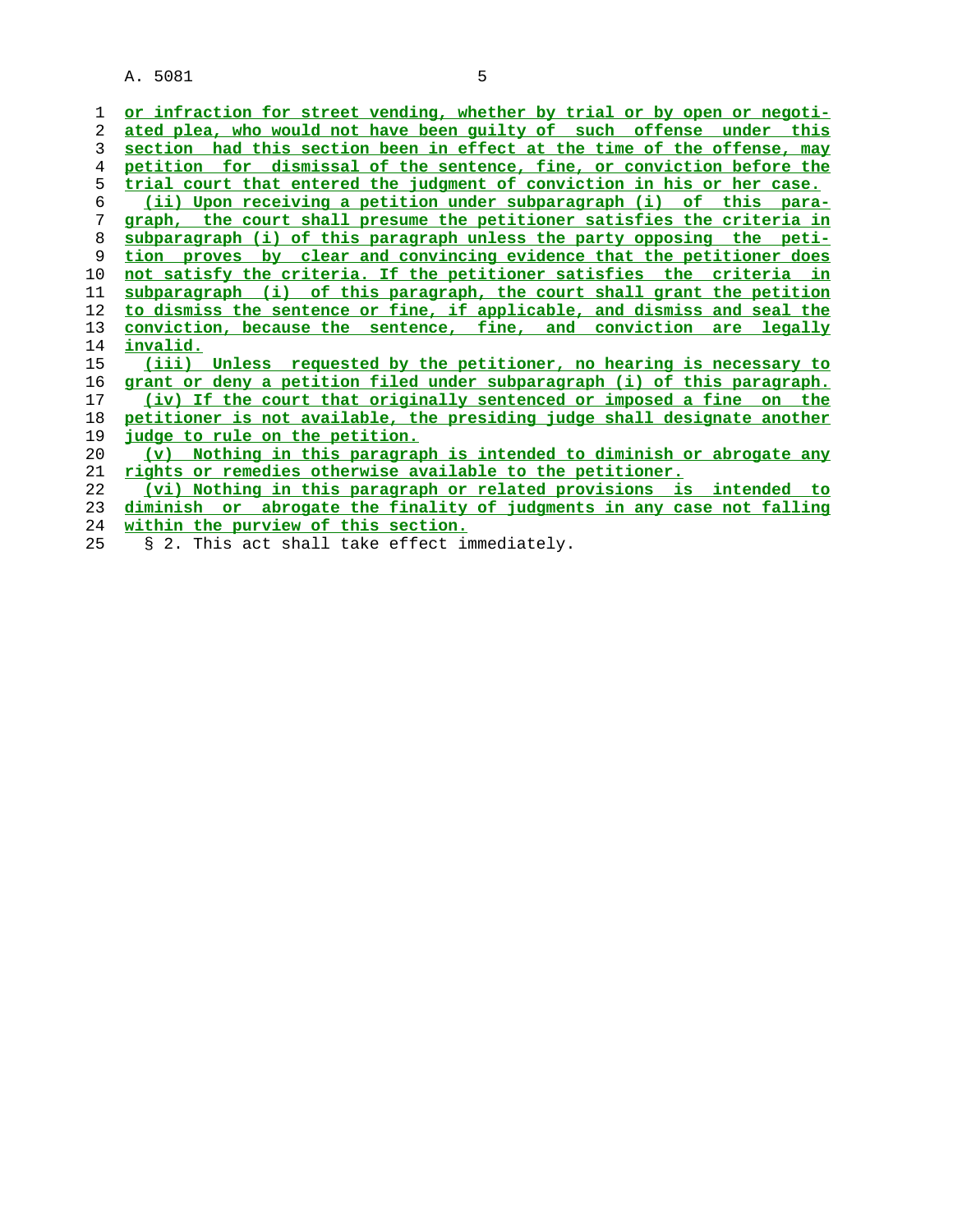or infraction for street vending, whether by trial or by open or negotiated plea, who would not have been guilty of such offense under this section had this section been in effect at the time of the offense, may petition for dismissal of the sentence, fine, or conviction before the trial court that entered the judgment of conviction in his or her case.

(ii) Upon receiving a petition under subparagraph (i) of this paragraph, the court shall presume the petitioner satisfies the criteria in subparagraph (i) of this paragraph unless the party opposing the petition proves by clear and convincing evidence that the petitioner does not satisfy the criteria. If the petitioner satisfies the criteria in subparagraph (i) of this paragraph, the court shall grant the petition to dismiss the sentence or fine, if applicable, and dismiss and seal the conviction, because the sentence, fine, and conviction are legally invalid.

(iii) Unless requested by the petitioner, no hearing is necessary to grant or deny a petition filed under subparagraph (i) of this paragraph.

(iv) If the court that originally sentenced or imposed a fine on the petitioner is not available, the presiding judge shall designate another judge to rule on the petition.

(v) Nothing in this paragraph is intended to diminish or abrogate any rights or remedies otherwise available to the petitioner.

(vi) Nothing in this paragraph or related provisions is intended to diminish or abrogate the finality of judgments in any case not falling within the purview of this section.

§ 2. This act shall take effect immediately.